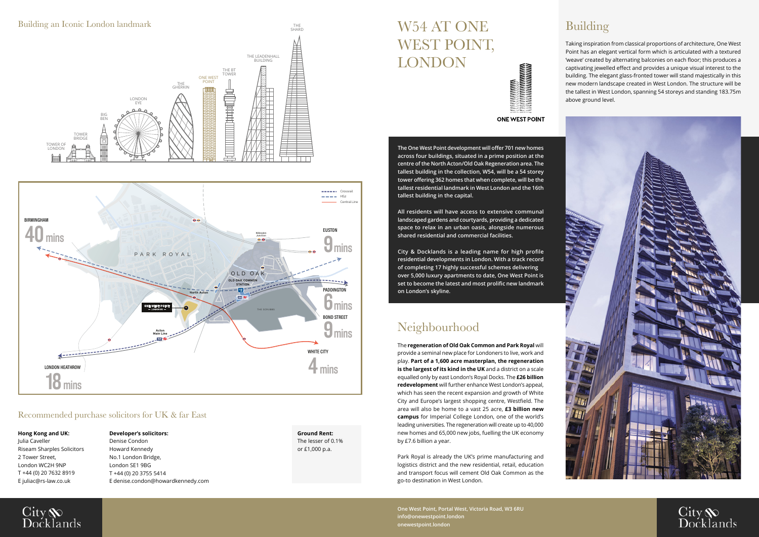## Building an Iconic London landmark

TOWER OF LONDON · TOWER BRIDGE · BIG BEN · LONDON EYE · THE GHERKIN · ONE WEST POINT · THE BT TOWER · THE LEADENHALL BUILDING · THE SHARD

BIRMINGHAM **40 mins**

EUSTON **9 mins**

PADDINGTON **6 mins**

BOND STREET **9 mins**

WHITE CITY **4 mins**

LONDON HEATHROW **18 mins**

## Recommended purchase solicitors for UK & far East

**Hong Kong and UK:**
Julia Caveller
Riseam Sharples Solicitors
2 Tower Street,
London WC2H 9NP
T +44 (0) 20 7632 8919
E juliac@rs-law.co.uk

**Developer's solicitors:**
Denise Condon
Howard Kennedy
No.1 London Bridge,
London SE1 9BG
T +44 (0) 20 3755 5414
E denise.condon@howardkennedy.com

**Ground Rent:**
The lesser of 0.1%
or £1,000 p.a.

# W54 AT ONE WEST POINT, LONDON

**The One West Point development will offer 701 new homes across four buildings, situated in a prime position at the centre of the North Acton/Old Oak Regeneration area. The tallest building in the collection, W54, will be a 54 storey tower offering 362 homes that when complete, will be the tallest residential landmark in West London and the 16th tallest building in the capital.**

**All residents will have access to extensive communal landscaped gardens and courtyards, providing a dedicated space to relax in an urban oasis, alongside numerous shared residential and commercial facilities.**

**City & Docklands is a leading name for high profile residential developments in London. With a track record of completing 17 highly successful schemes delivering over 5,000 luxury apartments to date, One West Point is set to become the latest and most prolific new landmark on London's skyline.**

## Neighbourhood

The **regeneration of Old Oak Common and Park Royal** will provide a seminal new place for Londoners to live, work and play. **Part of a 1,600 acre masterplan, the regeneration is the largest of its kind in the UK** and a district on a scale equalled only by east London's Royal Docks. The **£26 billion redevelopment** will further enhance West London's appeal, which has seen the recent expansion and growth of White City and Europe's largest shopping centre, Westfield. The area will also be home to a vast 25 acre, **£3 billion new campus** for Imperial College London, one of the world's leading universities. The regeneration will create up to 40,000 new homes and 65,000 new jobs, fuelling the UK economy by £7.6 billion a year.

Park Royal is already the UK's prime manufacturing and logistics district and the new residential, retail, education and transport focus will cement Old Oak Common as the go-to destination in West London.

## Building

Taking inspiration from classical proportions of architecture, One West Point has an elegant vertical form which is articulated with a textured 'weave' created by alternating balconies on each floor; this produces a captivating jewelled effect and provides a unique visual interest to the building. The elegant glass-fronted tower will stand majestically in this new modern landscape created in West London. The structure will be the tallest in West London, spanning 54 storeys and standing 183.75m above ground level.

**One West Point, Portal West, Victoria Road, W3 6RU**
**info@onewestpoint.london**
**onewestpoint.london**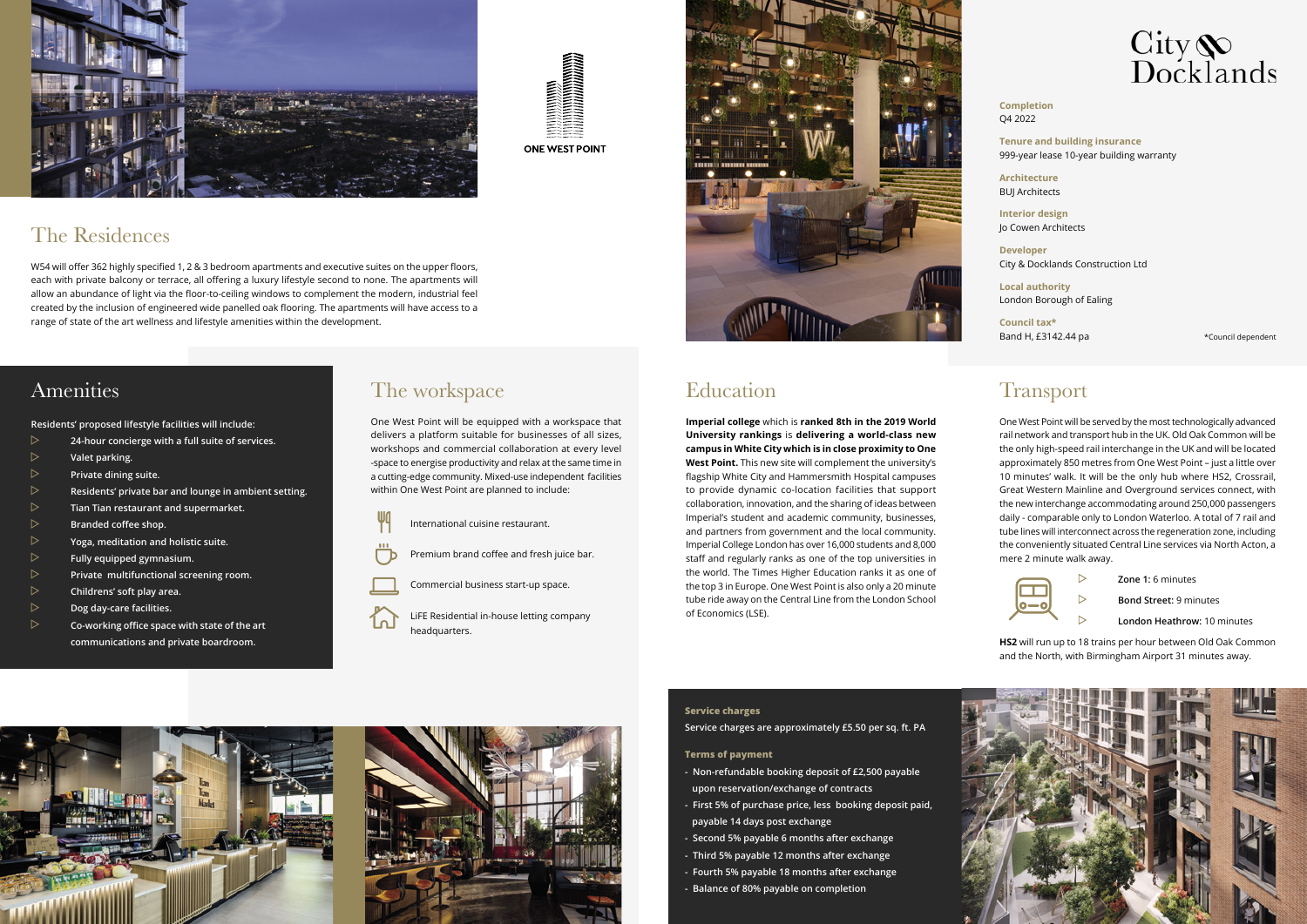ONE WEST POINT

# The Residences

W54 will offer 362 highly specified 1, 2 & 3 bedroom apartments and executive suites on the upper floors, each with private balcony or terrace, all offering a luxury lifestyle second to none. The apartments will allow an abundance of light via the floor-to-ceiling windows to complement the modern, industrial feel created by the inclusion of engineered wide panelled oak flooring. The apartments will have access to a range of state of the art wellness and lifestyle amenities within the development.

City & Docklands

**Completion**
Q4 2022

**Tenure and building insurance**
999-year lease 10-year building warranty

**Architecture**
BUJ Architects

**Interior design**
Jo Cowen Architects

**Developer**
City & Docklands Construction Ltd

**Local authority**
London Borough of Ealing

**Council tax***
Band H, £3142.44 pa

*Council dependent

## Amenities

Residents' proposed lifestyle facilities will include:

- 24-hour concierge with a full suite of services.
- Valet parking.
- Private dining suite.
- Residents' private bar and lounge in ambient setting.
- Tian Tian restaurant and supermarket.
- Branded coffee shop.
- Yoga, meditation and holistic suite.
- Fully equipped gymnasium.
- Private multifunctional screening room.
- Childrens' soft play area.
- Dog day-care facilities.
- Co-working office space with state of the art communications and private boardroom.

## The workspace

One West Point will be equipped with a workspace that delivers a platform suitable for businesses of all sizes, workshops and commercial collaboration at every level -space to energise productivity and relax at the same time in a cutting-edge community. Mixed-use independent facilities within One West Point are planned to include:

- International cuisine restaurant.
- Premium brand coffee and fresh juice bar.
- Commercial business start-up space.
- LiFE Residential in-house letting company headquarters.

## Education

**Imperial college** which is **ranked 8th in the 2019 World University rankings** is **delivering a world-class new campus in White City which is in close proximity to One West Point.** This new site will complement the university's flagship White City and Hammersmith Hospital campuses to provide dynamic co-location facilities that support collaboration, innovation, and the sharing of ideas between Imperial's student and academic community, businesses, and partners from government and the local community. Imperial College London has over 16,000 students and 8,000 staff and regularly ranks as one of the top universities in the world. The Times Higher Education ranks it as one of the top 3 in Europe. One West Point is also only a 20 minute tube ride away on the Central Line from the London School of Economics (LSE).

## Transport

One West Point will be served by the most technologically advanced rail network and transport hub in the UK. Old Oak Common will be the only high-speed rail interchange in the UK and will be located approximately 850 metres from One West Point – just a little over 10 minutes' walk. It will be the only hub where HS2, Crossrail, Great Western Mainline and Overground services connect, with the new interchange accommodating around 250,000 passengers daily - comparable only to London Waterloo. A total of 7 rail and tube lines will interconnect across the regeneration zone, including the conveniently situated Central Line services via North Acton, a mere 2 minute walk away.

- **Zone 1:** 6 minutes
- **Bond Street:** 9 minutes
- **London Heathrow:** 10 minutes

**HS2** will run up to 18 trains per hour between Old Oak Common and the North, with Birmingham Airport 31 minutes away.

**Service charges**

Service charges are approximately £5.50 per sq. ft. PA

**Terms of payment**

- Non-refundable booking deposit of £2,500 payable upon reservation/exchange of contracts
- First 5% of purchase price, less booking deposit paid, payable 14 days post exchange
- Second 5% payable 6 months after exchange
- Third 5% payable 12 months after exchange
- Fourth 5% payable 18 months after exchange
- Balance of 80% payable on completion